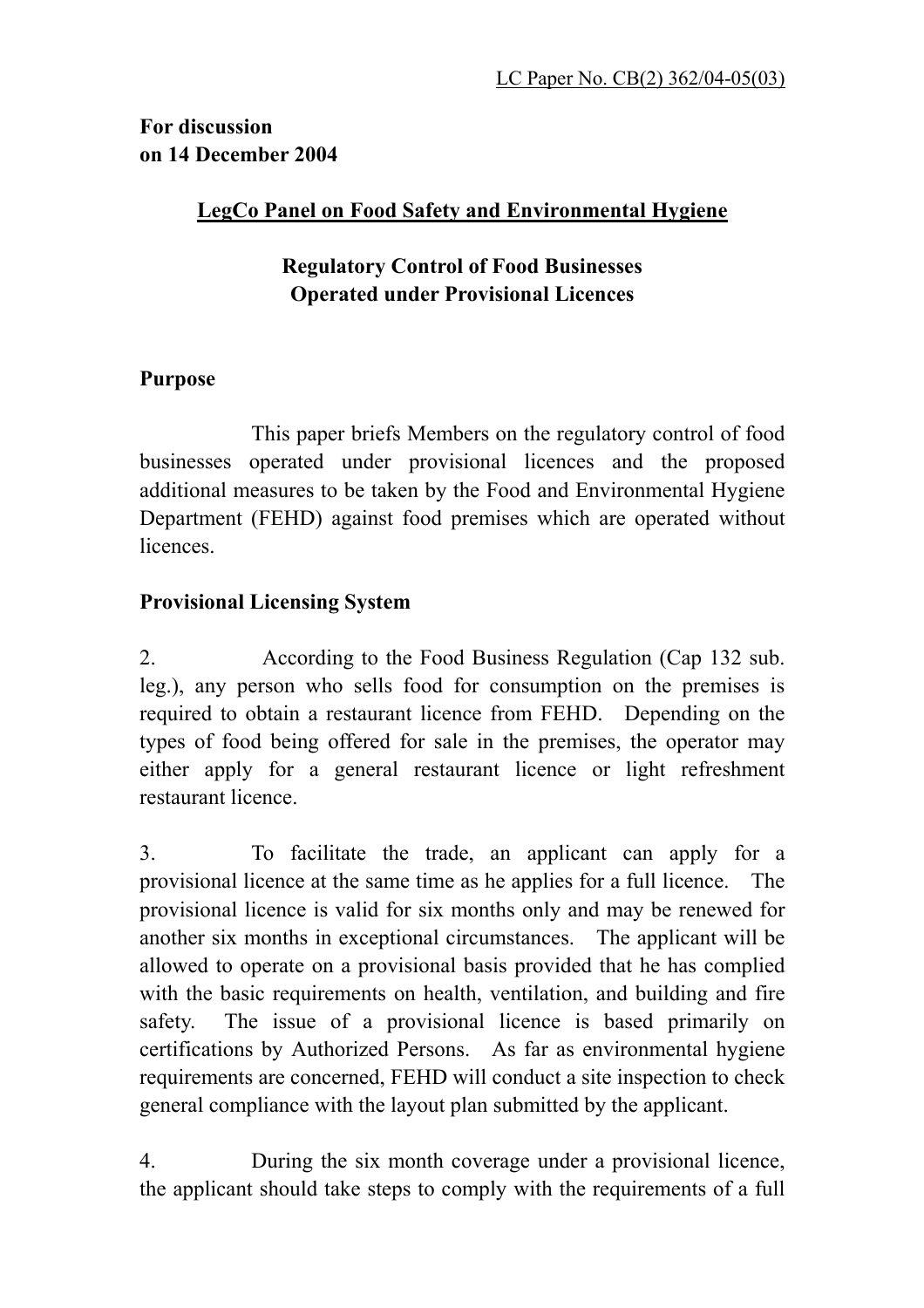LC Paper No. CB(2) 362/04-05(03)

**For discussion**
**on 14 December 2004**

## LegCo Panel on Food Safety and Environmental Hygiene

## Regulatory Control of Food Businesses Operated under Provisional Licences

### Purpose

This paper briefs Members on the regulatory control of food businesses operated under provisional licences and the proposed additional measures to be taken by the Food and Environmental Hygiene Department (FEHD) against food premises which are operated without licences.

### Provisional Licensing System

2. According to the Food Business Regulation (Cap 132 sub. leg.), any person who sells food for consumption on the premises is required to obtain a restaurant licence from FEHD. Depending on the types of food being offered for sale in the premises, the operator may either apply for a general restaurant licence or light refreshment restaurant licence.

3. To facilitate the trade, an applicant can apply for a provisional licence at the same time as he applies for a full licence. The provisional licence is valid for six months only and may be renewed for another six months in exceptional circumstances. The applicant will be allowed to operate on a provisional basis provided that he has complied with the basic requirements on health, ventilation, and building and fire safety. The issue of a provisional licence is based primarily on certifications by Authorized Persons. As far as environmental hygiene requirements are concerned, FEHD will conduct a site inspection to check general compliance with the layout plan submitted by the applicant.

4. During the six month coverage under a provisional licence, the applicant should take steps to comply with the requirements of a full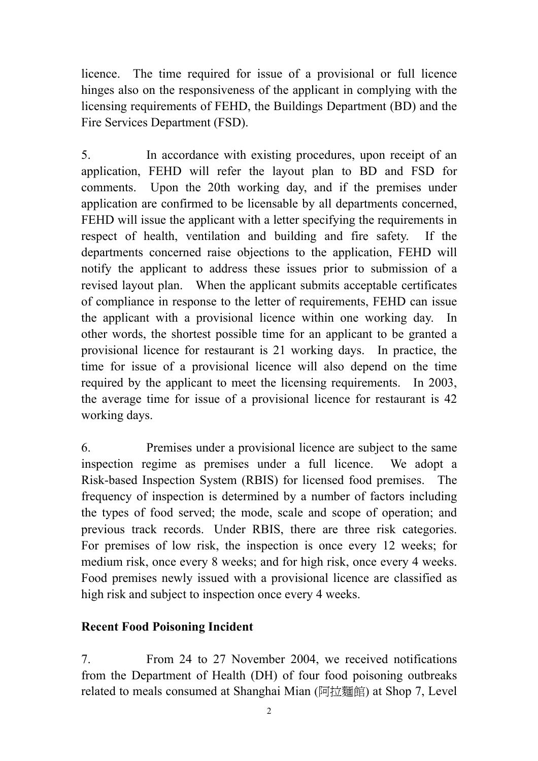licence. The time required for issue of a provisional or full licence hinges also on the responsiveness of the applicant in complying with the licensing requirements of FEHD, the Buildings Department (BD) and the Fire Services Department (FSD).

5. In accordance with existing procedures, upon receipt of an application, FEHD will refer the layout plan to BD and FSD for comments. Upon the 20th working day, and if the premises under application are confirmed to be licensable by all departments concerned, FEHD will issue the applicant with a letter specifying the requirements in respect of health, ventilation and building and fire safety. If the departments concerned raise objections to the application, FEHD will notify the applicant to address these issues prior to submission of a revised layout plan. When the applicant submits acceptable certificates of compliance in response to the letter of requirements, FEHD can issue the applicant with a provisional licence within one working day. In other words, the shortest possible time for an applicant to be granted a provisional licence for restaurant is 21 working days. In practice, the time for issue of a provisional licence will also depend on the time required by the applicant to meet the licensing requirements. In 2003, the average time for issue of a provisional licence for restaurant is 42 working days.

6. Premises under a provisional licence are subject to the same inspection regime as premises under a full licence. We adopt a Risk-based Inspection System (RBIS) for licensed food premises. The frequency of inspection is determined by a number of factors including the types of food served; the mode, scale and scope of operation; and previous track records. Under RBIS, there are three risk categories. For premises of low risk, the inspection is once every 12 weeks; for medium risk, once every 8 weeks; and for high risk, once every 4 weeks. Food premises newly issued with a provisional licence are classified as high risk and subject to inspection once every 4 weeks.

**Recent Food Poisoning Incident**

7. From 24 to 27 November 2004, we received notifications from the Department of Health (DH) of four food poisoning outbreaks related to meals consumed at Shanghai Mian (阿拉麵館) at Shop 7, Level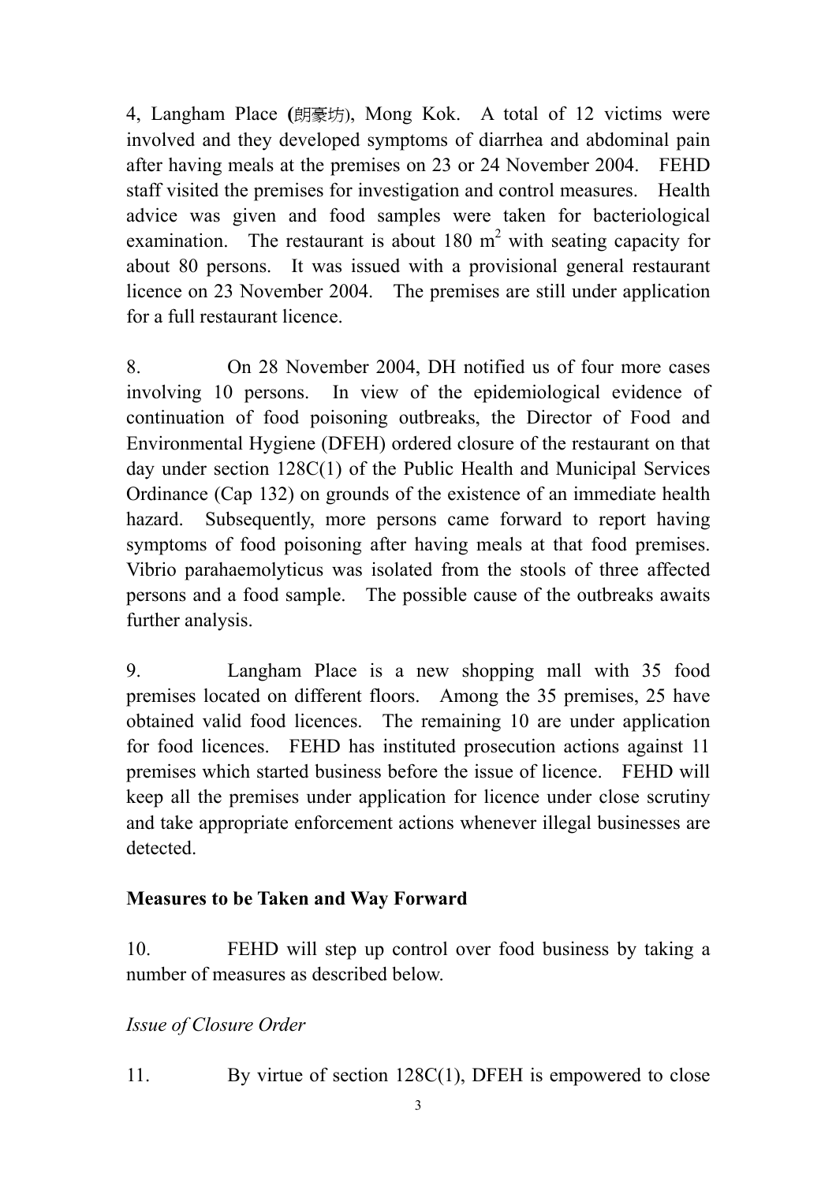4, Langham Place (朗豪坊), Mong Kok. A total of 12 victims were involved and they developed symptoms of diarrhea and abdominal pain after having meals at the premises on 23 or 24 November 2004. FEHD staff visited the premises for investigation and control measures. Health advice was given and food samples were taken for bacteriological examination. The restaurant is about 180 $m^2$ with seating capacity for about 80 persons. It was issued with a provisional general restaurant licence on 23 November 2004. The premises are still under application for a full restaurant licence.

8. On 28 November 2004, DH notified us of four more cases involving 10 persons. In view of the epidemiological evidence of continuation of food poisoning outbreaks, the Director of Food and Environmental Hygiene (DFEH) ordered closure of the restaurant on that day under section 128C(1) of the Public Health and Municipal Services Ordinance (Cap 132) on grounds of the existence of an immediate health hazard. Subsequently, more persons came forward to report having symptoms of food poisoning after having meals at that food premises. Vibrio parahaemolyticus was isolated from the stools of three affected persons and a food sample. The possible cause of the outbreaks awaits further analysis.

9. Langham Place is a new shopping mall with 35 food premises located on different floors. Among the 35 premises, 25 have obtained valid food licences. The remaining 10 are under application for food licences. FEHD has instituted prosecution actions against 11 premises which started business before the issue of licence. FEHD will keep all the premises under application for licence under close scrutiny and take appropriate enforcement actions whenever illegal businesses are detected.

**Measures to be Taken and Way Forward**

10. FEHD will step up control over food business by taking a number of measures as described below.

*Issue of Closure Order*

11. By virtue of section 128C(1), DFEH is empowered to close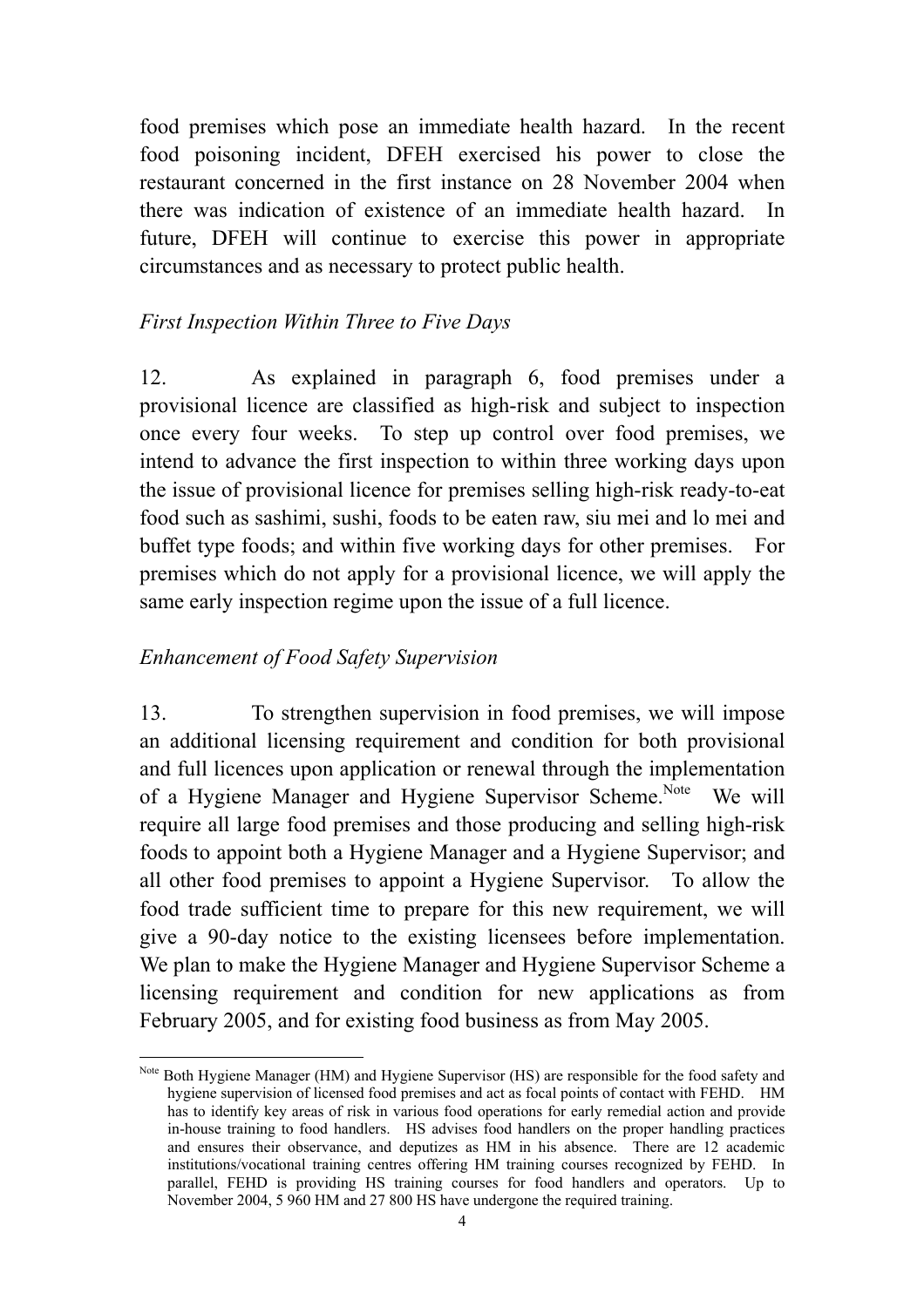food premises which pose an immediate health hazard. In the recent food poisoning incident, DFEH exercised his power to close the restaurant concerned in the first instance on 28 November 2004 when there was indication of existence of an immediate health hazard. In future, DFEH will continue to exercise this power in appropriate circumstances and as necessary to protect public health.

*First Inspection Within Three to Five Days*

12. As explained in paragraph 6, food premises under a provisional licence are classified as high-risk and subject to inspection once every four weeks. To step up control over food premises, we intend to advance the first inspection to within three working days upon the issue of provisional licence for premises selling high-risk ready-to-eat food such as sashimi, sushi, foods to be eaten raw, siu mei and lo mei and buffet type foods; and within five working days for other premises. For premises which do not apply for a provisional licence, we will apply the same early inspection regime upon the issue of a full licence.

*Enhancement of Food Safety Supervision*

13. To strengthen supervision in food premises, we will impose an additional licensing requirement and condition for both provisional and full licences upon application or renewal through the implementation of a Hygiene Manager and Hygiene Supervisor Scheme.[Note] We will require all large food premises and those producing and selling high-risk foods to appoint both a Hygiene Manager and a Hygiene Supervisor; and all other food premises to appoint a Hygiene Supervisor. To allow the food trade sufficient time to prepare for this new requirement, we will give a 90-day notice to the existing licensees before implementation. We plan to make the Hygiene Manager and Hygiene Supervisor Scheme a licensing requirement and condition for new applications as from February 2005, and for existing food business as from May 2005.

---

[Note] Both Hygiene Manager (HM) and Hygiene Supervisor (HS) are responsible for the food safety and hygiene supervision of licensed food premises and act as focal points of contact with FEHD. HM has to identify key areas of risk in various food operations for early remedial action and provide in-house training to food handlers. HS advises food handlers on the proper handling practices and ensures their observance, and deputizes as HM in his absence. There are 12 academic institutions/vocational training centres offering HM training courses recognized by FEHD. In parallel, FEHD is providing HS training courses for food handlers and operators. Up to November 2004, 5 960 HM and 27 800 HS have undergone the required training.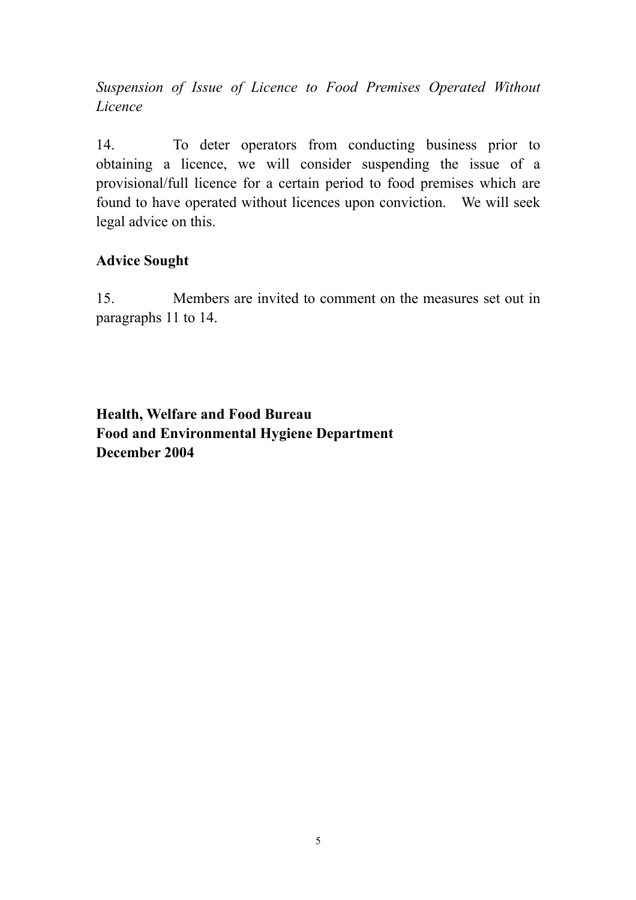*Suspension of Issue of Licence to Food Premises Operated Without Licence*

14. To deter operators from conducting business prior to obtaining a licence, we will consider suspending the issue of a provisional/full licence for a certain period to food premises which are found to have operated without licences upon conviction. We will seek legal advice on this.

**Advice Sought**

15. Members are invited to comment on the measures set out in paragraphs 11 to 14.

**Health, Welfare and Food Bureau**
**Food and Environmental Hygiene Department**
**December 2004**